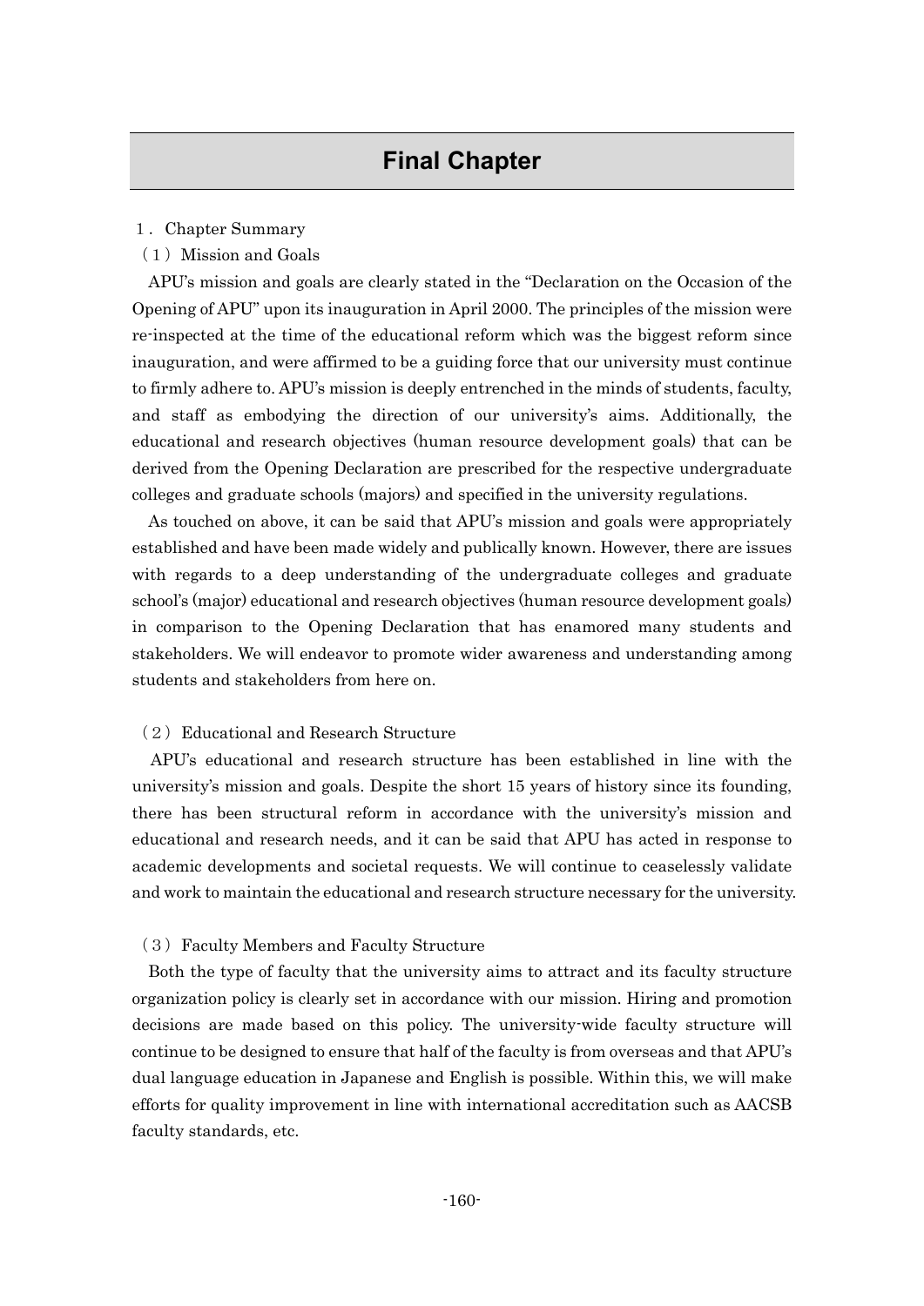# Final Chapter

## 1．Chapter Summary

### （1）Mission and Goals

APU's mission and goals are clearly stated in the "Declaration on the Occasion of the Opening of APU" upon its inauguration in April 2000. The principles of the mission were re-inspected at the time of the educational reform which was the biggest reform since inauguration, and were affirmed to be a guiding force that our university must continue to firmly adhere to. APU's mission is deeply entrenched in the minds of students, faculty, and staff as embodying the direction of our university's aims. Additionally, the educational and research objectives (human resource development goals) that can be derived from the Opening Declaration are prescribed for the respective undergraduate colleges and graduate schools (majors) and specified in the university regulations.

As touched on above, it can be said that APU's mission and goals were appropriately established and have been made widely and publically known. However, there are issues with regards to a deep understanding of the undergraduate colleges and graduate school's (major) educational and research objectives (human resource development goals) in comparison to the Opening Declaration that has enamored many students and stakeholders. We will endeavor to promote wider awareness and understanding among students and stakeholders from here on.

### （2）Educational and Research Structure

APU's educational and research structure has been established in line with the university's mission and goals. Despite the short 15 years of history since its founding, there has been structural reform in accordance with the university's mission and educational and research needs, and it can be said that APU has acted in response to academic developments and societal requests. We will continue to ceaselessly validate and work to maintain the educational and research structure necessary for the university.

### （3）Faculty Members and Faculty Structure

Both the type of faculty that the university aims to attract and its faculty structure organization policy is clearly set in accordance with our mission. Hiring and promotion decisions are made based on this policy. The university-wide faculty structure will continue to be designed to ensure that half of the faculty is from overseas and that APU's dual language education in Japanese and English is possible. Within this, we will make efforts for quality improvement in line with international accreditation such as AACSB faculty standards, etc.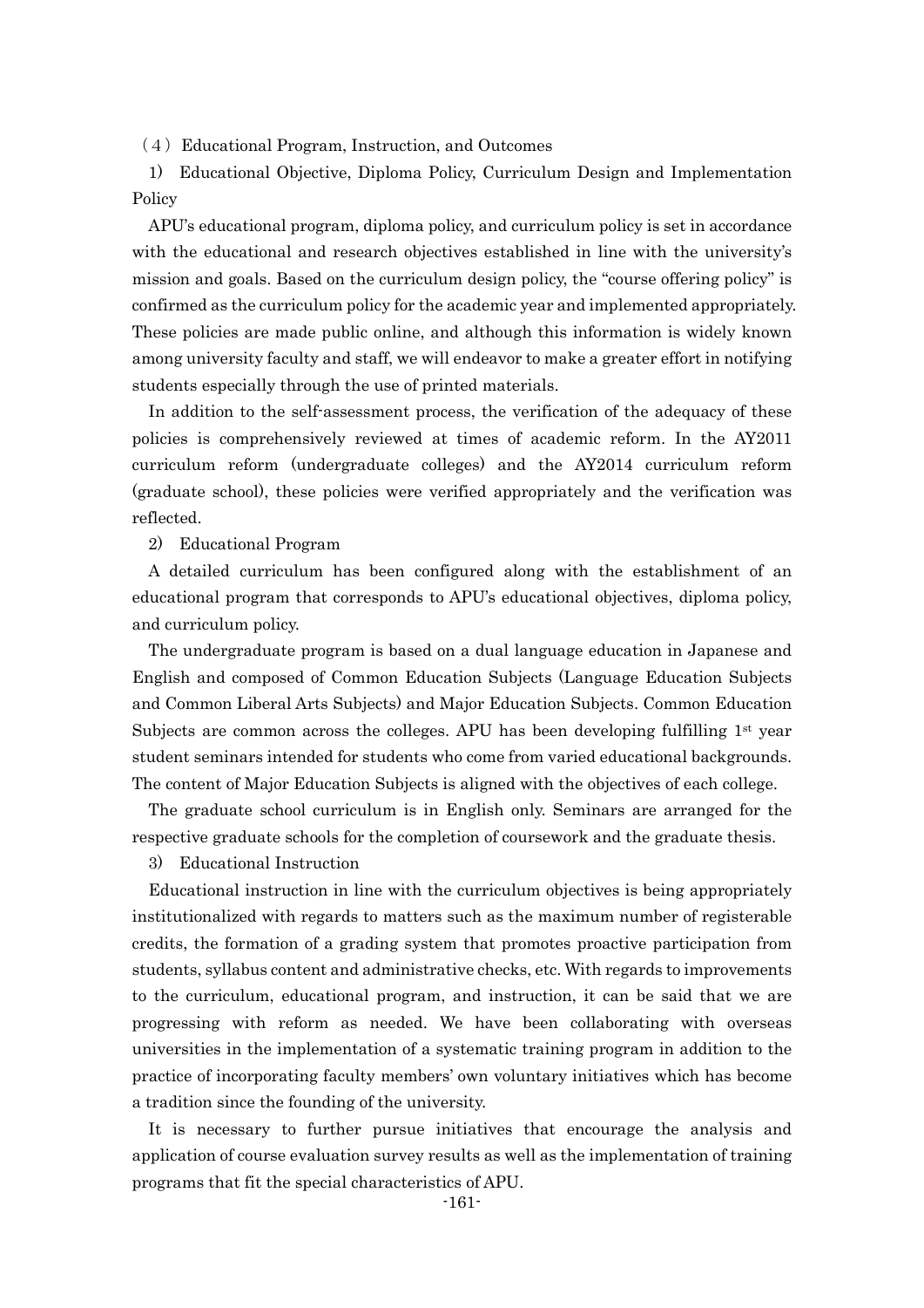## （4）Educational Program, Instruction, and Outcomes

### 1) Educational Objective, Diploma Policy, Curriculum Design and Implementation Policy

APU's educational program, diploma policy, and curriculum policy is set in accordance with the educational and research objectives established in line with the university's mission and goals. Based on the curriculum design policy, the "course offering policy" is confirmed as the curriculum policy for the academic year and implemented appropriately. These policies are made public online, and although this information is widely known among university faculty and staff, we will endeavor to make a greater effort in notifying students especially through the use of printed materials.

In addition to the self-assessment process, the verification of the adequacy of these policies is comprehensively reviewed at times of academic reform. In the AY2011 curriculum reform (undergraduate colleges) and the AY2014 curriculum reform (graduate school), these policies were verified appropriately and the verification was reflected.

### 2) Educational Program

A detailed curriculum has been configured along with the establishment of an educational program that corresponds to APU's educational objectives, diploma policy, and curriculum policy.

The undergraduate program is based on a dual language education in Japanese and English and composed of Common Education Subjects (Language Education Subjects and Common Liberal Arts Subjects) and Major Education Subjects. Common Education Subjects are common across the colleges. APU has been developing fulfilling 1st year student seminars intended for students who come from varied educational backgrounds. The content of Major Education Subjects is aligned with the objectives of each college.

The graduate school curriculum is in English only. Seminars are arranged for the respective graduate schools for the completion of coursework and the graduate thesis.

### 3) Educational Instruction

Educational instruction in line with the curriculum objectives is being appropriately institutionalized with regards to matters such as the maximum number of registerable credits, the formation of a grading system that promotes proactive participation from students, syllabus content and administrative checks, etc. With regards to improvements to the curriculum, educational program, and instruction, it can be said that we are progressing with reform as needed. We have been collaborating with overseas universities in the implementation of a systematic training program in addition to the practice of incorporating faculty members' own voluntary initiatives which has become a tradition since the founding of the university.

It is necessary to further pursue initiatives that encourage the analysis and application of course evaluation survey results as well as the implementation of training programs that fit the special characteristics of APU.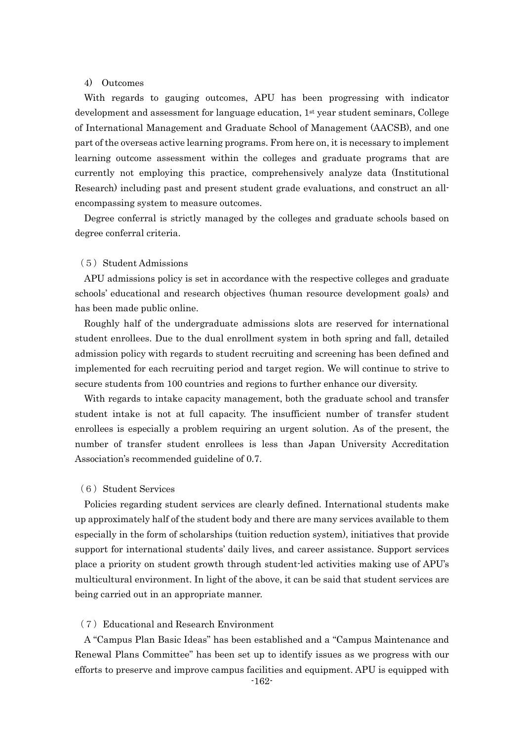#### 4) Outcomes

With regards to gauging outcomes, APU has been progressing with indicator development and assessment for language education, 1st year student seminars, College of International Management and Graduate School of Management (AACSB), and one part of the overseas active learning programs. From here on, it is necessary to implement learning outcome assessment within the colleges and graduate programs that are currently not employing this practice, comprehensively analyze data (Institutional Research) including past and present student grade evaluations, and construct an all-encompassing system to measure outcomes.

Degree conferral is strictly managed by the colleges and graduate schools based on degree conferral criteria.

### (5) Student Admissions

APU admissions policy is set in accordance with the respective colleges and graduate schools' educational and research objectives (human resource development goals) and has been made public online.

Roughly half of the undergraduate admissions slots are reserved for international student enrollees. Due to the dual enrollment system in both spring and fall, detailed admission policy with regards to student recruiting and screening has been defined and implemented for each recruiting period and target region. We will continue to strive to secure students from 100 countries and regions to further enhance our diversity.

With regards to intake capacity management, both the graduate school and transfer student intake is not at full capacity. The insufficient number of transfer student enrollees is especially a problem requiring an urgent solution. As of the present, the number of transfer student enrollees is less than Japan University Accreditation Association's recommended guideline of 0.7.

### (6) Student Services

Policies regarding student services are clearly defined. International students make up approximately half of the student body and there are many services available to them especially in the form of scholarships (tuition reduction system), initiatives that provide support for international students' daily lives, and career assistance. Support services place a priority on student growth through student-led activities making use of APU's multicultural environment. In light of the above, it can be said that student services are being carried out in an appropriate manner.

### (7) Educational and Research Environment

A "Campus Plan Basic Ideas" has been established and a "Campus Maintenance and Renewal Plans Committee" has been set up to identify issues as we progress with our efforts to preserve and improve campus facilities and equipment. APU is equipped with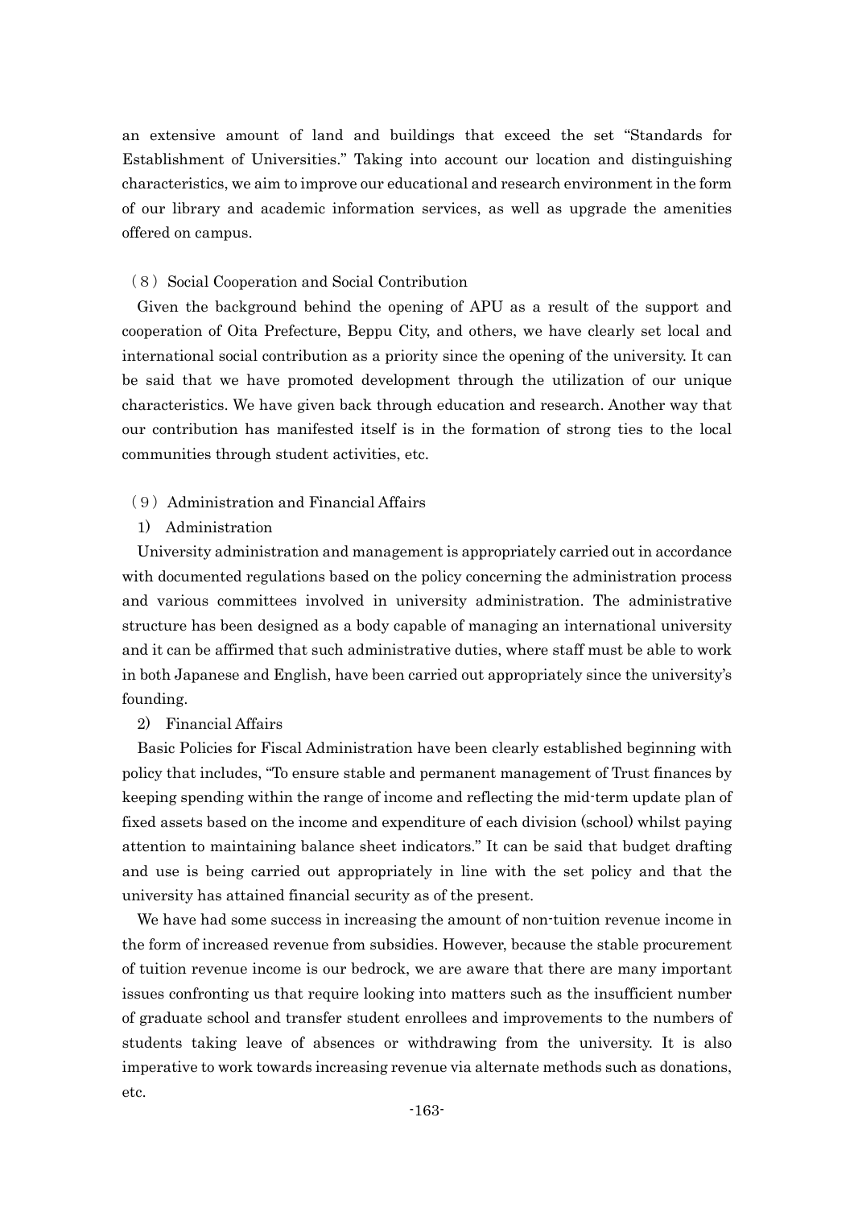an extensive amount of land and buildings that exceed the set "Standards for Establishment of Universities." Taking into account our location and distinguishing characteristics, we aim to improve our educational and research environment in the form of our library and academic information services, as well as upgrade the amenities offered on campus.

### （8）Social Cooperation and Social Contribution

Given the background behind the opening of APU as a result of the support and cooperation of Oita Prefecture, Beppu City, and others, we have clearly set local and international social contribution as a priority since the opening of the university. It can be said that we have promoted development through the utilization of our unique characteristics. We have given back through education and research. Another way that our contribution has manifested itself is in the formation of strong ties to the local communities through student activities, etc.

### （9）Administration and Financial Affairs

#### 1) Administration

University administration and management is appropriately carried out in accordance with documented regulations based on the policy concerning the administration process and various committees involved in university administration. The administrative structure has been designed as a body capable of managing an international university and it can be affirmed that such administrative duties, where staff must be able to work in both Japanese and English, have been carried out appropriately since the university's founding.

#### 2) Financial Affairs

Basic Policies for Fiscal Administration have been clearly established beginning with policy that includes, "To ensure stable and permanent management of Trust finances by keeping spending within the range of income and reflecting the mid-term update plan of fixed assets based on the income and expenditure of each division (school) whilst paying attention to maintaining balance sheet indicators." It can be said that budget drafting and use is being carried out appropriately in line with the set policy and that the university has attained financial security as of the present.

We have had some success in increasing the amount of non-tuition revenue income in the form of increased revenue from subsidies. However, because the stable procurement of tuition revenue income is our bedrock, we are aware that there are many important issues confronting us that require looking into matters such as the insufficient number of graduate school and transfer student enrollees and improvements to the numbers of students taking leave of absences or withdrawing from the university. It is also imperative to work towards increasing revenue via alternate methods such as donations, etc.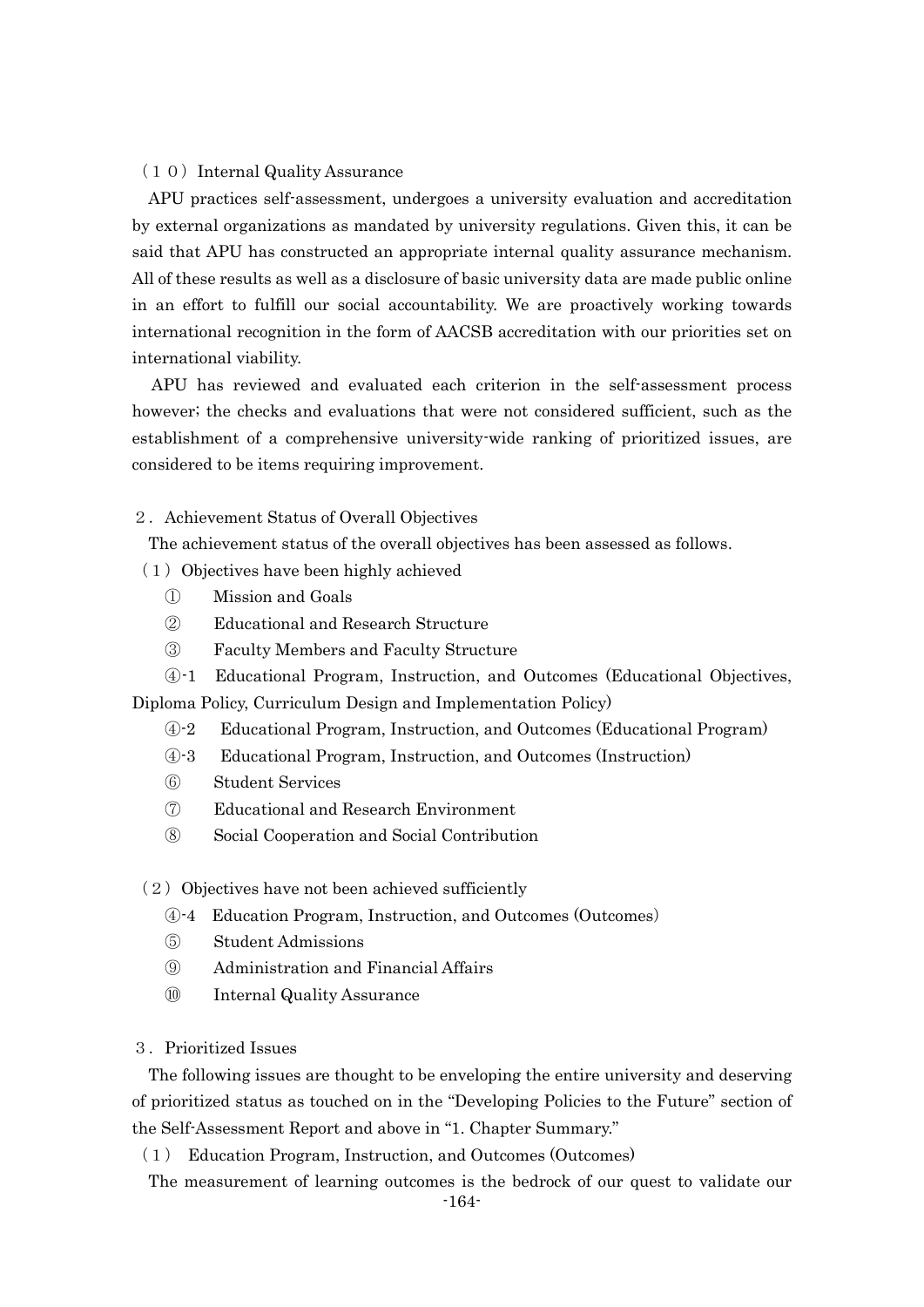（１０）Internal Quality Assurance

APU practices self-assessment, undergoes a university evaluation and accreditation by external organizations as mandated by university regulations. Given this, it can be said that APU has constructed an appropriate internal quality assurance mechanism. All of these results as well as a disclosure of basic university data are made public online in an effort to fulfill our social accountability. We are proactively working towards international recognition in the form of AACSB accreditation with our priorities set on international viability.

APU has reviewed and evaluated each criterion in the self-assessment process however; the checks and evaluations that were not considered sufficient, such as the establishment of a comprehensive university-wide ranking of prioritized issues, are considered to be items requiring improvement.

２．Achievement Status of Overall Objectives

The achievement status of the overall objectives has been assessed as follows.

（1）Objectives have been highly achieved

① Mission and Goals

② Educational and Research Structure

③ Faculty Members and Faculty Structure

④-1 Educational Program, Instruction, and Outcomes (Educational Objectives, Diploma Policy, Curriculum Design and Implementation Policy)

④-2 Educational Program, Instruction, and Outcomes (Educational Program)

④-3 Educational Program, Instruction, and Outcomes (Instruction)

⑥ Student Services

⑦ Educational and Research Environment

⑧ Social Cooperation and Social Contribution

（2）Objectives have not been achieved sufficiently

④-4 Education Program, Instruction, and Outcomes (Outcomes)

⑤ Student Admissions

⑨ Administration and Financial Affairs

⑩ Internal Quality Assurance

３．Prioritized Issues

The following issues are thought to be enveloping the entire university and deserving of prioritized status as touched on in the "Developing Policies to the Future" section of the Self-Assessment Report and above in "1. Chapter Summary."

（1） Education Program, Instruction, and Outcomes (Outcomes)

The measurement of learning outcomes is the bedrock of our quest to validate our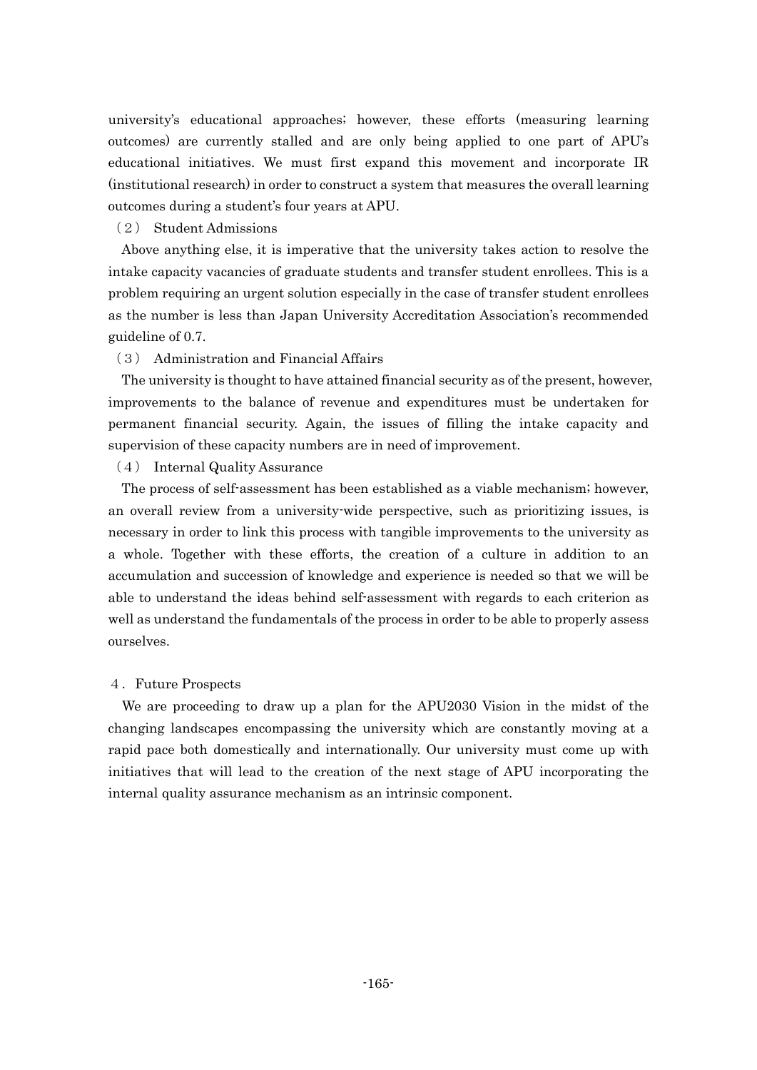university's educational approaches; however, these efforts (measuring learning outcomes) are currently stalled and are only being applied to one part of APU's educational initiatives. We must first expand this movement and incorporate IR (institutional research) in order to construct a system that measures the overall learning outcomes during a student's four years at APU.

（2） Student Admissions

Above anything else, it is imperative that the university takes action to resolve the intake capacity vacancies of graduate students and transfer student enrollees. This is a problem requiring an urgent solution especially in the case of transfer student enrollees as the number is less than Japan University Accreditation Association's recommended guideline of 0.7.

（3） Administration and Financial Affairs

The university is thought to have attained financial security as of the present, however, improvements to the balance of revenue and expenditures must be undertaken for permanent financial security. Again, the issues of filling the intake capacity and supervision of these capacity numbers are in need of improvement.

（4） Internal Quality Assurance

The process of self-assessment has been established as a viable mechanism; however, an overall review from a university-wide perspective, such as prioritizing issues, is necessary in order to link this process with tangible improvements to the university as a whole. Together with these efforts, the creation of a culture in addition to an accumulation and succession of knowledge and experience is needed so that we will be able to understand the ideas behind self-assessment with regards to each criterion as well as understand the fundamentals of the process in order to be able to properly assess ourselves.

## ４． Future Prospects

We are proceeding to draw up a plan for the APU2030 Vision in the midst of the changing landscapes encompassing the university which are constantly moving at a rapid pace both domestically and internationally. Our university must come up with initiatives that will lead to the creation of the next stage of APU incorporating the internal quality assurance mechanism as an intrinsic component.